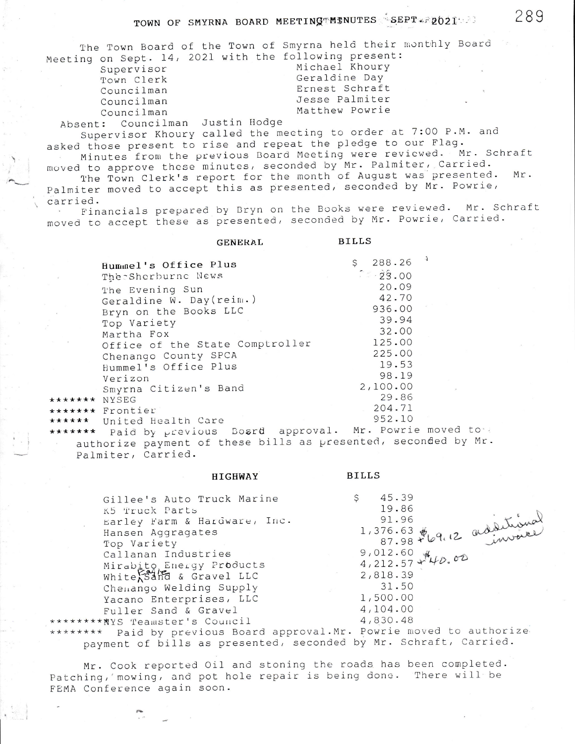# TOWN OF SMYRNA BOARD MEETING MINUTES SEPT. 2021

The Town Board of the Town of Smyrna held their monthly Board Meeting on Sept. 14, 2021 with the following present:

| | |
|---|---|
| Supervisor | Michael Khoury |
| Town Clerk | Geraldine Day |
| Councilman | Ernest Schraft |
| Councilman | Jesse Palmiter |
| Councilman | Matthew Powrie |

Absent: Councilman Justin Hodge

Supervisor Khoury called the meeting to order at 7:00 P.M. and asked those present to rise and repeat the pledge to our Flag.

Minutes from the previous Board Meeting were reviewed. Mr. Schraft moved to approve these minutes, seconded by Mr. Palmiter, Carried.

The Town Clerk's report for the month of August was presented. Mr. Palmiter moved to accept this as presented, seconded by Mr. Powrie, carried.

Financials prepared by Bryn on the Books were reviewed. Mr. Schraft moved to accept these as presented, seconded by Mr. Powrie, Carried.

| GENERAL | BILLS |
|---|---|
| Hummel's Office Plus | $ 288.26 |
| The Sherburne News | 28.00 |
| The Evening Sun | 20.09 |
| Geraldine W. Day(reim.) | 42.70 |
| Bryn on the Books LLC | 936.00 |
| Top Variety | 39.94 |
| Martha Fox | 32.00 |
| Office of the State Comptroller | 125.00 |
| Chenango County SPCA | 225.00 |
| Hummel's Office Plus | 19.53 |
| Verizon | 98.19 |
| Smyrna Citizen's Band | 2,100.00 |
| ******* NYSEG | 29.86 |
| ******* Frontier | 204.71 |
| ****** United Health Care | 952.10 |

******* Paid by previous Board approval. Mr. Powrie moved to authorize payment of these bills as presented, seconded by Mr. Palmiter, Carried.

| HIGHWAY | BILLS |
|---|---|
| Gillee's Auto Truck Marine | $ 45.39 |
| K5 Truck Parts | 19.86 |
| Earley Farm & Hardware, Inc. | 91.96 |
| Hansen Aggregates | 1,376.63 |
| Top Variety | 87.98 + $69.12 additional invoice |
| Callanan Industries | 9,012.60 |
| Mirabito Energy Products | 4,212.57 + $40.00 |
| White Eagle Sand & Gravel LLC | 2,818.39 |
| Chenango Welding Supply | 31.50 |
| Yacano Enterprises, LLC | 1,500.00 |
| Fuller Sand & Gravel | 4,104.00 |
| ********NYS Teamster's Council | 4,830.48 |

******** Paid by previous Board approval. Mr. Powrie moved to authorize payment of bills as presented, seconded by Mr. Schraft, Carried.

Mr. Cook reported Oil and stoning the roads has been completed. Patching, mowing, and pot hole repair is being done. There will be FEMA Conference again soon.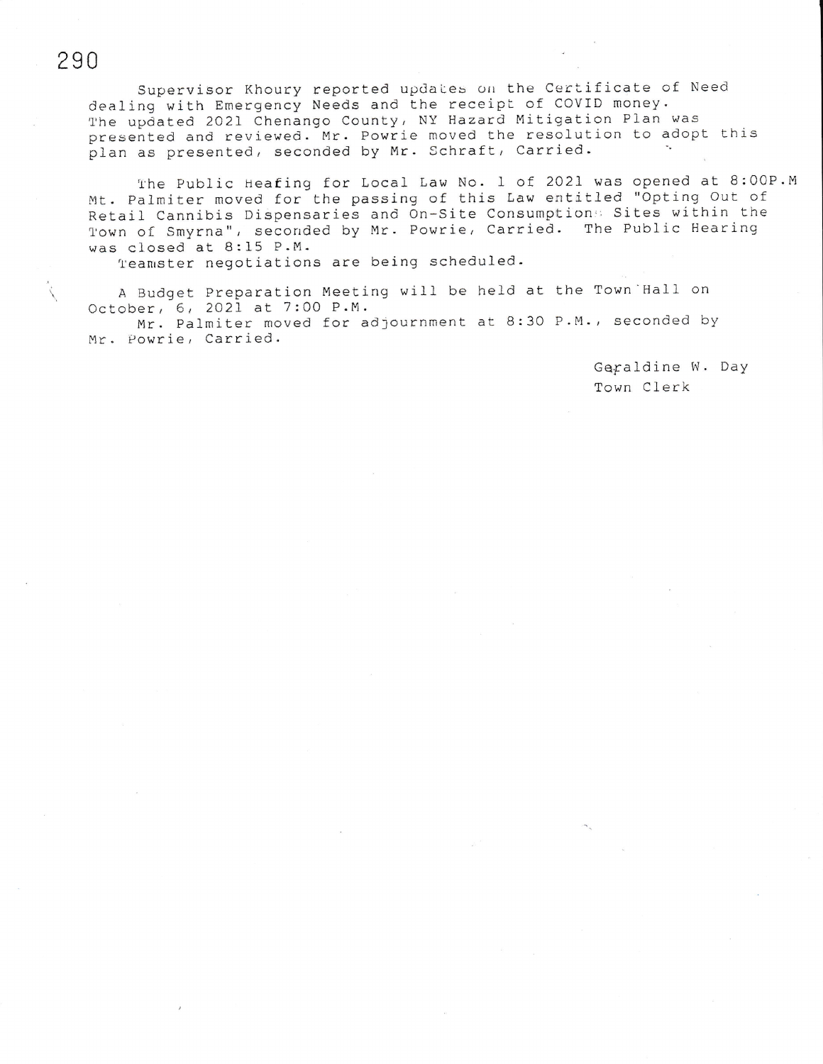Supervisor Khoury reported updates on the Certificate of Need dealing with Emergency Needs and the receipt of COVID money.
The updated 2021 Chenango County, NY Hazard Mitigation Plan was presented and reviewed. Mr. Powrie moved the resolution to adopt this plan as presented, seconded by Mr. Schraft, Carried.

The Public Heafing for Local Law No. 1 of 2021 was opened at 8:00P.M
Mt. Palmiter moved for the passing of this Law entitled "Opting Out of Retail Cannibis Dispensaries and On-Site Consumption Sites within the Town of Smyrna", seconded by Mr. Powrie, Carried. The Public Hearing was closed at 8:15 P.M.
Teamster negotiations are being scheduled.

A Budget Preparation Meeting will be held at the Town Hall on October, 6, 2021 at 7:00 P.M.
Mr. Palmiter moved for adjournment at 8:30 P.M., seconded by Mr. Powrie, Carried.

Geraldine W. Day
Town Clerk